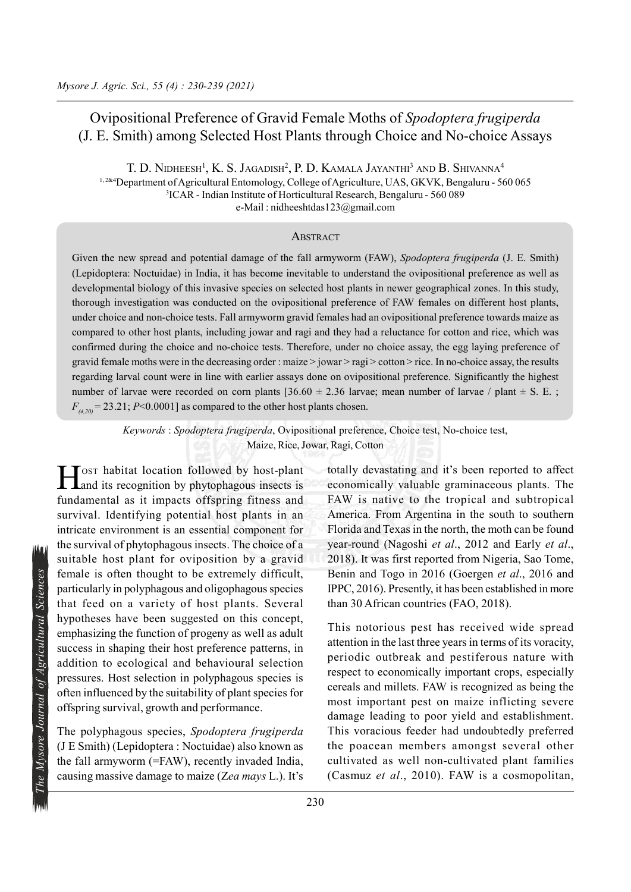# Ovipositional Preference of Gravid Female Moths of *Spodoptera frugiperda* (J. E. Smith) among Selected Host Plants through Choice and No-choice Assays

T. D. Nidheesh[1], K. S. Jagadish[2], P. D. Kamala Jayanthi[3] and B. Shivanna[4]

[1, 2&4]Department of Agricultural Entomology, College of Agriculture, UAS, GKVK, Bengaluru - 560 065

[3]ICAR - Indian Institute of Horticultural Research, Bengaluru - 560 089

e-Mail : nidheeshtdas123@gmail.com

## Abstract

Given the new spread and potential damage of the fall armyworm (FAW), *Spodoptera frugiperda* (J. E. Smith) (Lepidoptera: Noctuidae) in India, it has become inevitable to understand the ovipositional preference as well as developmental biology of this invasive species on selected host plants in newer geographical zones. In this study, thorough investigation was conducted on the ovipositional preference of FAW females on different host plants, under choice and non-choice tests. Fall armyworm gravid females had an ovipositional preference towards maize as compared to other host plants, including jowar and ragi and they had a reluctance for cotton and rice, which was confirmed during the choice and no-choice tests. Therefore, under no choice assay, the egg laying preference of gravid female moths were in the decreasing order : maize > jowar > ragi > cotton > rice. In no-choice assay, the results regarding larval count were in line with earlier assays done on ovipositional preference. Significantly the highest number of larvae were recorded on corn plants [36.60 ± 2.36 larvae; mean number of larvae / plant ± S. E. ; $F_{(4,20)}$ = 23.21; $P$<0.0001] as compared to the other host plants chosen.

*Keywords* : *Spodoptera frugiperda*, Ovipositional preference, Choice test, No-choice test, Maize, Rice, Jowar, Ragi, Cotton

Host habitat location followed by host-plant and its recognition by phytophagous insects is fundamental as it impacts offspring fitness and survival. Identifying potential host plants in an intricate environment is an essential component for the survival of phytophagous insects. The choice of a suitable host plant for oviposition by a gravid female is often thought to be extremely difficult, particularly in polyphagous and oligophagous species that feed on a variety of host plants. Several hypotheses have been suggested on this concept, emphasizing the function of progeny as well as adult success in shaping their host preference patterns, in addition to ecological and behavioural selection pressures. Host selection in polyphagous species is often influenced by the suitability of plant species for offspring survival, growth and performance.

The polyphagous species, *Spodoptera frugiperda* (J E Smith) (Lepidoptera : Noctuidae) also known as the fall armyworm (=FAW), recently invaded India, causing massive damage to maize (*Zea mays* L.). It's totally devastating and it's been reported to affect economically valuable graminaceous plants. The FAW is native to the tropical and subtropical America. From Argentina in the south to southern Florida and Texas in the north, the moth can be found year-round (Nagoshi *et al*., 2012 and Early *et al*., 2018). It was first reported from Nigeria, Sao Tome, Benin and Togo in 2016 (Goergen *et al*., 2016 and IPPC, 2016). Presently, it has been established in more than 30 African countries (FAO, 2018).

This notorious pest has received wide spread attention in the last three years in terms of its voracity, periodic outbreak and pestiferous nature with respect to economically important crops, especially cereals and millets. FAW is recognized as being the most important pest on maize inflicting severe damage leading to poor yield and establishment. This voracious feeder had undoubtedly preferred the poacean members amongst several other cultivated as well non-cultivated plant families (Casmuz *et al*., 2010). FAW is a cosmopolitan,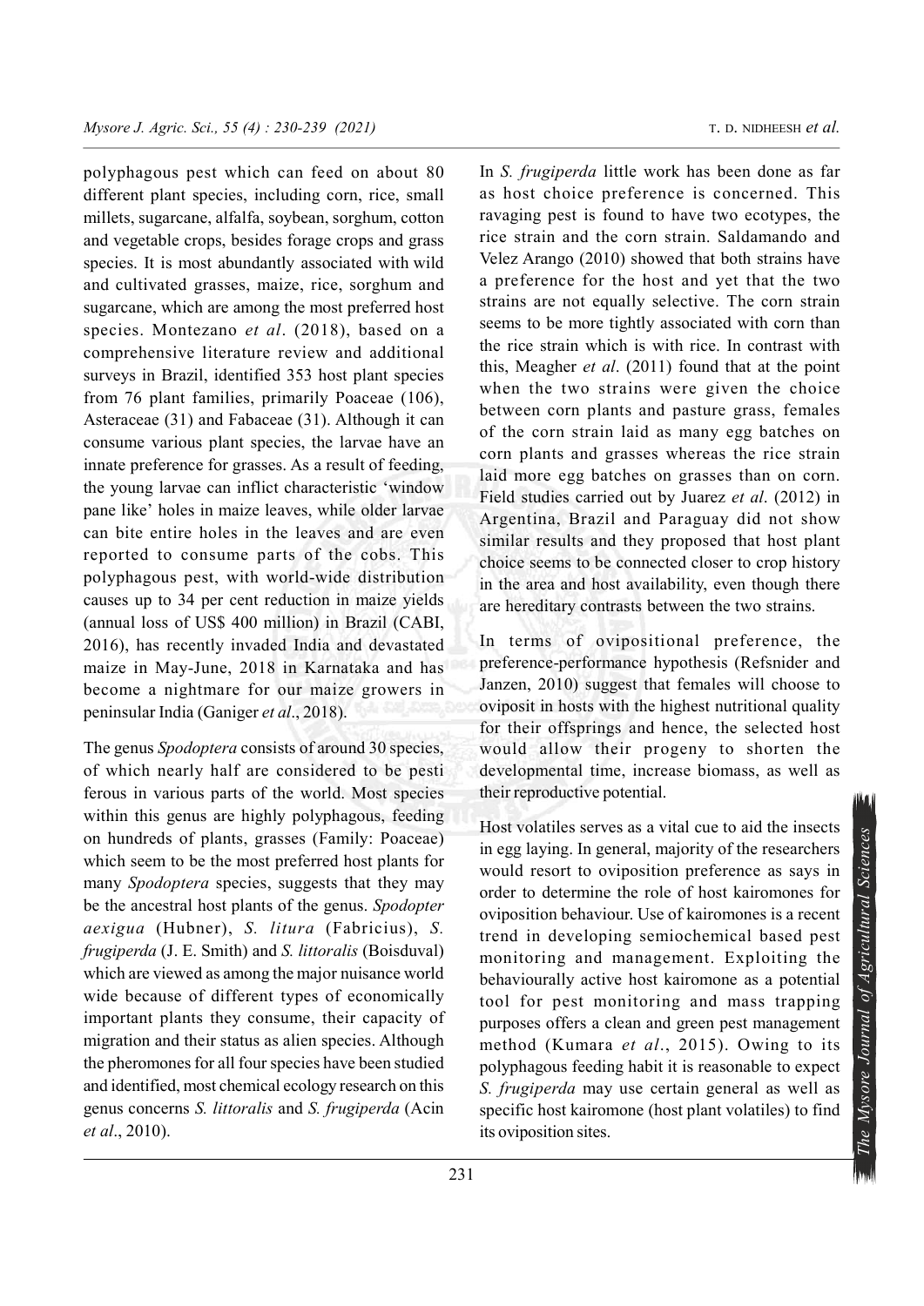polyphagous pest which can feed on about 80 different plant species, including corn, rice, small millets, sugarcane, alfalfa, soybean, sorghum, cotton and vegetable crops, besides forage crops and grass species. It is most abundantly associated with wild and cultivated grasses, maize, rice, sorghum and sugarcane, which are among the most preferred host species. Montezano *et al*. (2018), based on a comprehensive literature review and additional surveys in Brazil, identified 353 host plant species from 76 plant families, primarily Poaceae (106), Asteraceae (31) and Fabaceae (31). Although it can consume various plant species, the larvae have an innate preference for grasses. As a result of feeding, the young larvae can inflict characteristic 'window pane like' holes in maize leaves, while older larvae can bite entire holes in the leaves and are even reported to consume parts of the cobs. This polyphagous pest, with world-wide distribution causes up to 34 per cent reduction in maize yields (annual loss of US$ 400 million) in Brazil (CABI, 2016), has recently invaded India and devastated maize in May-June, 2018 in Karnataka and has become a nightmare for our maize growers in peninsular India (Ganiger *et al*., 2018).

The genus *Spodoptera* consists of around 30 species, of which nearly half are considered to be pesti ferous in various parts of the world. Most species within this genus are highly polyphagous, feeding on hundreds of plants, grasses (Family: Poaceae) which seem to be the most preferred host plants for many *Spodoptera* species, suggests that they may be the ancestral host plants of the genus. *Spodopter aexigua* (Hubner), *S. litura* (Fabricius), *S. frugiperda* (J. E. Smith) and *S. littoralis* (Boisduval) which are viewed as among the major nuisance world wide because of different types of economically important plants they consume, their capacity of migration and their status as alien species. Although the pheromones for all four species have been studied and identified, most chemical ecology research on this genus concerns *S. littoralis* and *S. frugiperda* (Acin *et al*., 2010).

In *S. frugiperda* little work has been done as far as host choice preference is concerned. This ravaging pest is found to have two ecotypes, the rice strain and the corn strain. Saldamando and Velez Arango (2010) showed that both strains have a preference for the host and yet that the two strains are not equally selective. The corn strain seems to be more tightly associated with corn than the rice strain which is with rice. In contrast with this, Meagher *et al*. (2011) found that at the point when the two strains were given the choice between corn plants and pasture grass, females of the corn strain laid as many egg batches on corn plants and grasses whereas the rice strain laid more egg batches on grasses than on corn. Field studies carried out by Juarez *et al*. (2012) in Argentina, Brazil and Paraguay did not show similar results and they proposed that host plant choice seems to be connected closer to crop history in the area and host availability, even though there are hereditary contrasts between the two strains.

In terms of ovipositional preference, the preference-performance hypothesis (Refsnider and Janzen, 2010) suggest that females will choose to oviposit in hosts with the highest nutritional quality for their offsprings and hence, the selected host would allow their progeny to shorten the developmental time, increase biomass, as well as their reproductive potential.

Host volatiles serves as a vital cue to aid the insects in egg laying. In general, majority of the researchers would resort to oviposition preference as says in order to determine the role of host kairomones for oviposition behaviour. Use of kairomones is a recent trend in developing semiochemical based pest monitoring and management. Exploiting the behaviourally active host kairomone as a potential tool for pest monitoring and mass trapping purposes offers a clean and green pest management method (Kumara *et al*., 2015). Owing to its polyphagous feeding habit it is reasonable to expect *S. frugiperda* may use certain general as well as specific host kairomone (host plant volatiles) to find its oviposition sites.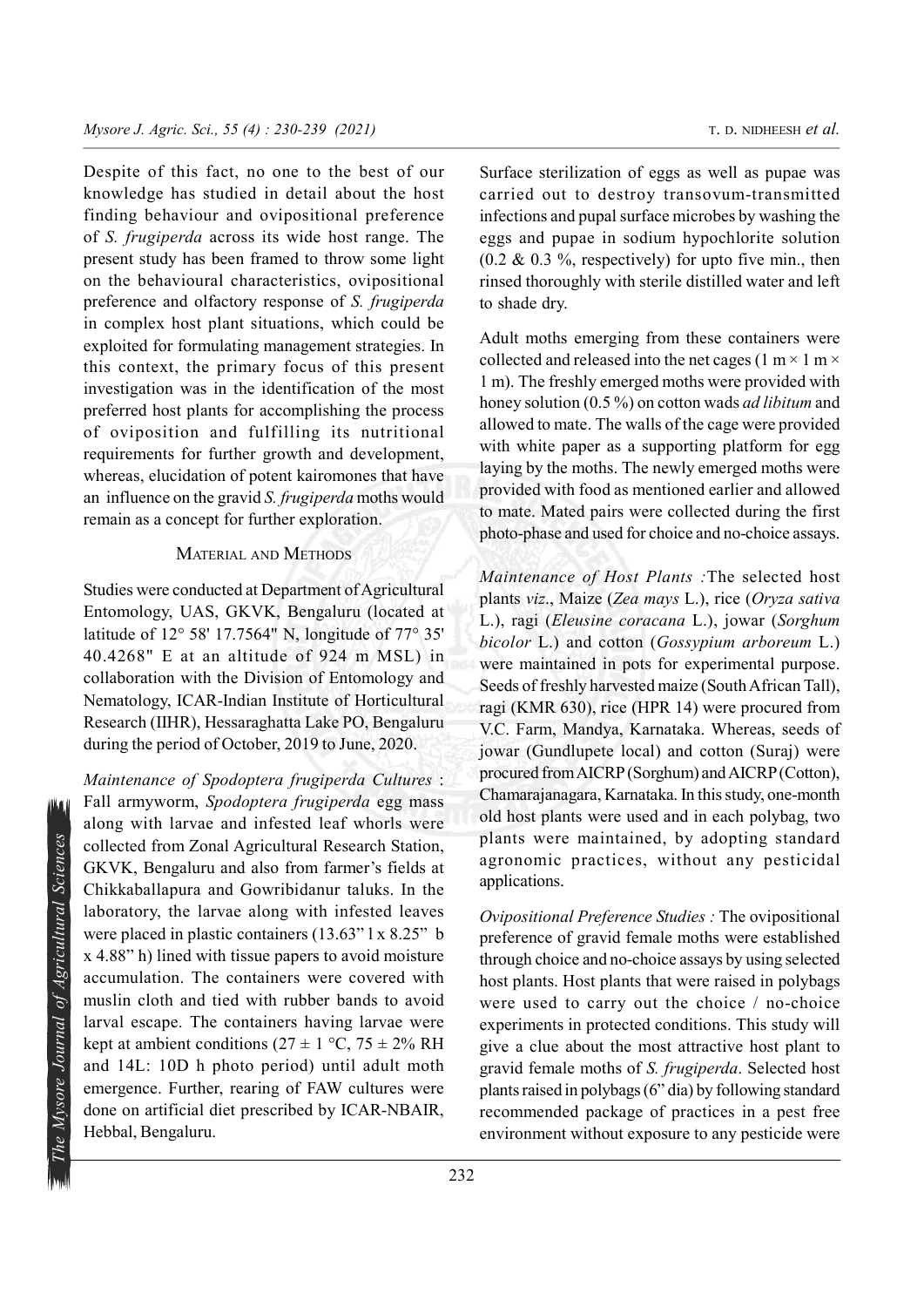Despite of this fact, no one to the best of our knowledge has studied in detail about the host finding behaviour and ovipositional preference of *S. frugiperda* across its wide host range. The present study has been framed to throw some light on the behavioural characteristics, ovipositional preference and olfactory response of *S. frugiperda* in complex host plant situations, which could be exploited for formulating management strategies. In this context, the primary focus of this present investigation was in the identification of the most preferred host plants for accomplishing the process of oviposition and fulfilling its nutritional requirements for further growth and development, whereas, elucidation of potent kairomones that have an influence on the gravid *S. frugiperda* moths would remain as a concept for further exploration.

## MATERIAL AND METHODS

Studies were conducted at Department of Agricultural Entomology, UAS, GKVK, Bengaluru (located at latitude of 12° 58' 17.7564" N, longitude of 77° 35' 40.4268" E at an altitude of 924 m MSL) in collaboration with the Division of Entomology and Nematology, ICAR-Indian Institute of Horticultural Research (IIHR), Hessaraghatta Lake PO, Bengaluru during the period of October, 2019 to June, 2020.

*Maintenance of Spodoptera frugiperda Cultures* : Fall armyworm, *Spodoptera frugiperda* egg mass along with larvae and infested leaf whorls were collected from Zonal Agricultural Research Station, GKVK, Bengaluru and also from farmer's fields at Chikkaballapura and Gowribidanur taluks. In the laboratory, the larvae along with infested leaves were placed in plastic containers (13.63" l x 8.25" b x 4.88" h) lined with tissue papers to avoid moisture accumulation. The containers were covered with muslin cloth and tied with rubber bands to avoid larval escape. The containers having larvae were kept at ambient conditions (27 ± 1 °C, 75 ± 2% RH and 14L: 10D h photo period) until adult moth emergence. Further, rearing of FAW cultures were done on artificial diet prescribed by ICAR-NBAIR, Hebbal, Bengaluru.

Surface sterilization of eggs as well as pupae was carried out to destroy transovum-transmitted infections and pupal surface microbes by washing the eggs and pupae in sodium hypochlorite solution (0.2 & 0.3 %, respectively) for upto five min., then rinsed thoroughly with sterile distilled water and left to shade dry.

Adult moths emerging from these containers were collected and released into the net cages (1 m × 1 m × 1 m). The freshly emerged moths were provided with honey solution (0.5 %) on cotton wads *ad libitum* and allowed to mate. The walls of the cage were provided with white paper as a supporting platform for egg laying by the moths. The newly emerged moths were provided with food as mentioned earlier and allowed to mate. Mated pairs were collected during the first photo-phase and used for choice and no-choice assays.

*Maintenance of Host Plants :* The selected host plants *viz*., Maize (*Zea mays* L.), rice (*Oryza sativa* L.), ragi (*Eleusine coracana* L.), jowar (*Sorghum bicolor* L.) and cotton (*Gossypium arboreum* L.) were maintained in pots for experimental purpose. Seeds of freshly harvested maize (South African Tall), ragi (KMR 630), rice (HPR 14) were procured from V.C. Farm, Mandya, Karnataka. Whereas, seeds of jowar (Gundlupete local) and cotton (Suraj) were procured from AICRP (Sorghum) and AICRP (Cotton), Chamarajanagara, Karnataka. In this study, one-month old host plants were used and in each polybag, two plants were maintained, by adopting standard agronomic practices, without any pesticidal applications.

*Ovipositional Preference Studies :* The ovipositional preference of gravid female moths were established through choice and no-choice assays by using selected host plants. Host plants that were raised in polybags were used to carry out the choice / no-choice experiments in protected conditions. This study will give a clue about the most attractive host plant to gravid female moths of *S. frugiperda*. Selected host plants raised in polybags (6" dia) by following standard recommended package of practices in a pest free environment without exposure to any pesticide were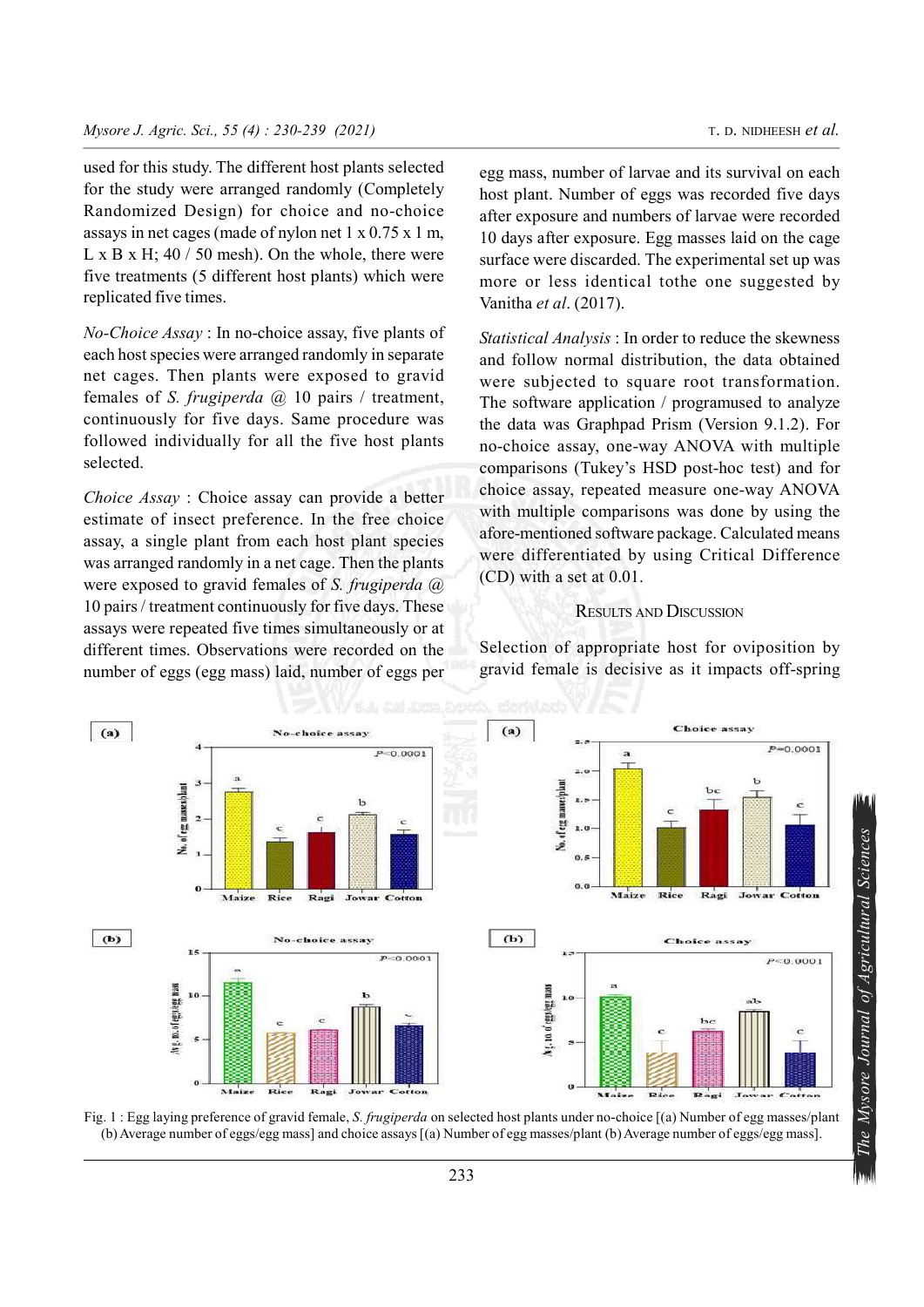used for this study. The different host plants selected for the study were arranged randomly (Completely Randomized Design) for choice and no-choice assays in net cages (made of nylon net 1 x 0.75 x 1 m, L x B x H; 40 / 50 mesh). On the whole, there were five treatments (5 different host plants) which were replicated five times.

*No-Choice Assay* : In no-choice assay, five plants of each host species were arranged randomly in separate net cages. Then plants were exposed to gravid females of *S. frugiperda* @ 10 pairs / treatment, continuously for five days. Same procedure was followed individually for all the five host plants selected.

*Choice Assay* : Choice assay can provide a better estimate of insect preference. In the free choice assay, a single plant from each host plant species was arranged randomly in a net cage. Then the plants were exposed to gravid females of *S. frugiperda* @ 10 pairs / treatment continuously for five days. These assays were repeated five times simultaneously or at different times. Observations were recorded on the number of eggs (egg mass) laid, number of eggs per egg mass, number of larvae and its survival on each host plant. Number of eggs was recorded five days after exposure and numbers of larvae were recorded 10 days after exposure. Egg masses laid on the cage surface were discarded. The experimental set up was more or less identical tothe one suggested by Vanitha *et al*. (2017).

*Statistical Analysis* : In order to reduce the skewness and follow normal distribution, the data obtained were subjected to square root transformation. The software application / programused to analyze the data was Graphpad Prism (Version 9.1.2). For no-choice assay, one-way ANOVA with multiple comparisons (Tukey's HSD post-hoc test) and for choice assay, repeated measure one-way ANOVA with multiple comparisons was done by using the afore-mentioned software package. Calculated means were differentiated by using Critical Difference (CD) with a set at 0.01.

## Results and Discussion

Selection of appropriate host for oviposition by gravid female is decisive as it impacts off-spring

Fig. 1 : Egg laying preference of gravid female, *S. frugiperda* on selected host plants under no-choice [(a) Number of egg masses/plant (b) Average number of eggs/egg mass] and choice assays [(a) Number of egg masses/plant (b) Average number of eggs/egg mass].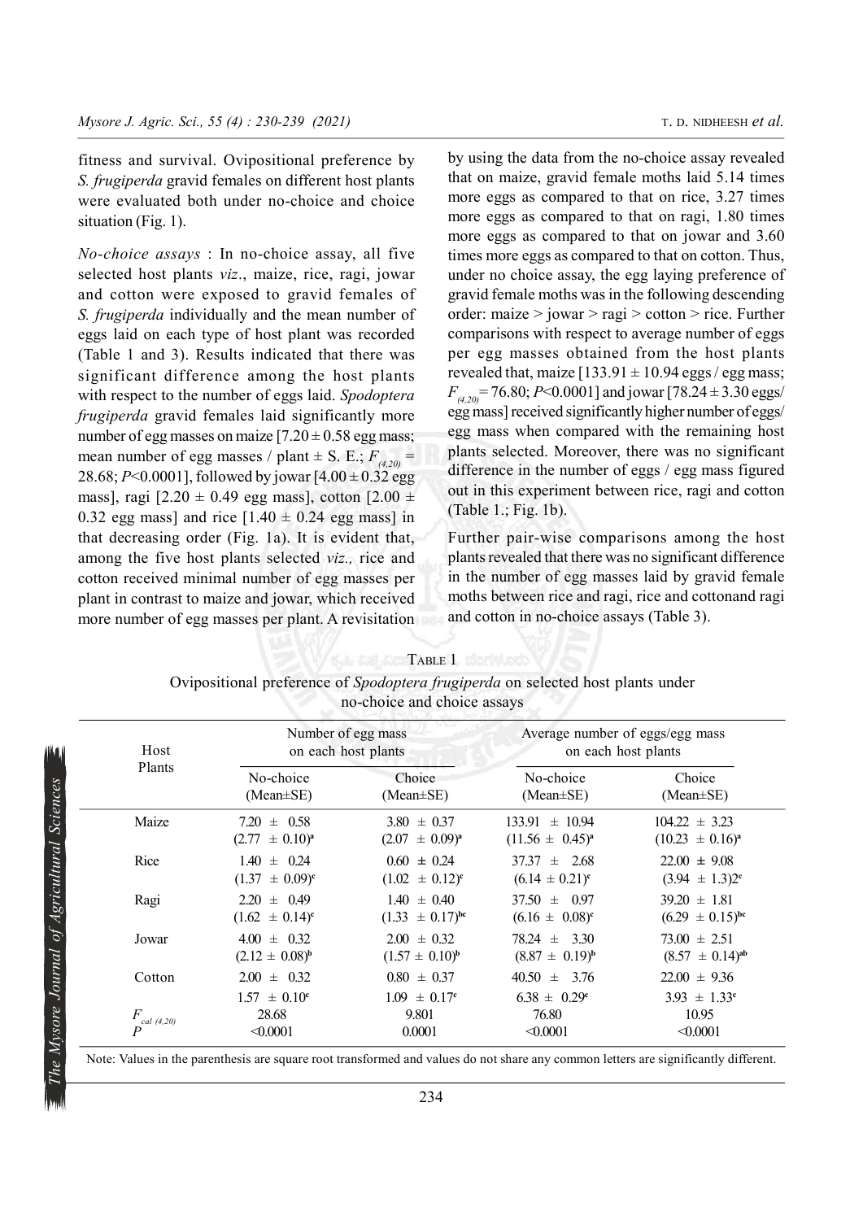fitness and survival. Ovipositional preference by *S. frugiperda* gravid females on different host plants were evaluated both under no-choice and choice situation (Fig. 1).

*No-choice assays* : In no-choice assay, all five selected host plants *viz*., maize, rice, ragi, jowar and cotton were exposed to gravid females of *S. frugiperda* individually and the mean number of eggs laid on each type of host plant was recorded (Table 1 and 3). Results indicated that there was significant difference among the host plants with respect to the number of eggs laid. *Spodoptera frugiperda* gravid females laid significantly more number of egg masses on maize [7.20 ± 0.58 egg mass; mean number of egg masses / plant ± S. E.; $F_{(4,20)}$ = 28.68; $P$<0.0001], followed by jowar [4.00 ± 0.32 egg mass], ragi [2.20 ± 0.49 egg mass], cotton [2.00 ± 0.32 egg mass] and rice [1.40 ± 0.24 egg mass] in that decreasing order (Fig. 1a). It is evident that, among the five host plants selected *viz.,* rice and cotton received minimal number of egg masses per plant in contrast to maize and jowar, which received more number of egg masses per plant. A revisitation by using the data from the no-choice assay revealed that on maize, gravid female moths laid 5.14 times more eggs as compared to that on rice, 3.27 times more eggs as compared to that on ragi, 1.80 times more eggs as compared to that on jowar and 3.60 times more eggs as compared to that on cotton. Thus, under no choice assay, the egg laying preference of gravid female moths was in the following descending order: maize > jowar > ragi > cotton > rice. Further comparisons with respect to average number of eggs per egg masses obtained from the host plants revealed that, maize [133.91 ± 10.94 eggs / egg mass; $F_{(4,20)}$ = 76.80; $P$<0.0001] and jowar [78.24 ± 3.30 eggs/ egg mass] received significantly higher number of eggs/ egg mass when compared with the remaining host plants selected. Moreover, there was no significant difference in the number of eggs / egg mass figured out in this experiment between rice, ragi and cotton (Table 1.; Fig. 1b).

Further pair-wise comparisons among the host plants revealed that there was no significant difference in the number of egg masses laid by gravid female moths between rice and ragi, rice and cottonand ragi and cotton in no-choice assays (Table 3).

TABLE 1

Ovipositional preference of *Spodoptera frugiperda* on selected host plants under no-choice and choice assays

| Host Plants | Number of egg mass on each host plants | | Average number of eggs/egg mass on each host plants | |
|---|---|---|---|---|
| | No-choice (Mean±SE) | Choice (Mean±SE) | No-choice (Mean±SE) | Choice (Mean±SE) |
| Maize | 7.20 ± 0.58 (2.77 ± 0.10)[a] | 3.80 ± 0.37 (2.07 ± 0.09)[a] | 133.91 ± 10.94 (11.56 ± 0.45)[a] | 104.22 ± 3.23 (10.23 ± 0.16)[a] |
| Rice | 1.40 ± 0.24 (1.37 ± 0.09)[c] | 0.60 ± 0.24 (1.02 ± 0.12)[c] | 37.37 ± 2.68 (6.14 ± 0.21)[c] | 22.00 ± 9.08 (3.94 ± 1.3)2[c] |
| Ragi | 2.20 ± 0.49 (1.62 ± 0.14)[c] | 1.40 ± 0.40 (1.33 ± 0.17)[bc] | 37.50 ± 0.97 (6.16 ± 0.08)[c] | 39.20 ± 1.81 (6.29 ± 0.15)[bc] |
| Jowar | 4.00 ± 0.32 (2.12 ± 0.08)[b] | 2.00 ± 0.32 (1.57 ± 0.10)[b] | 78.24 ± 3.30 (8.87 ± 0.19)[b] | 73.00 ± 2.51 (8.57 ± 0.14)[ab] |
| Cotton | 2.00 ± 0.32 1.57 ± 0.10[c] | 0.80 ± 0.37 1.09 ± 0.17[c] | 40.50 ± 3.76 6.38 ± 0.29[c] | 22.00 ± 9.36 3.93 ± 1.33[c] |
| $F_{cal\ (4,20)}$ | 28.68 | 9.801 | 76.80 | 10.95 |
| $P$ | <0.0001 | 0.0001 | <0.0001 | <0.0001 |

Note: Values in the parenthesis are square root transformed and values do not share any common letters are significantly different.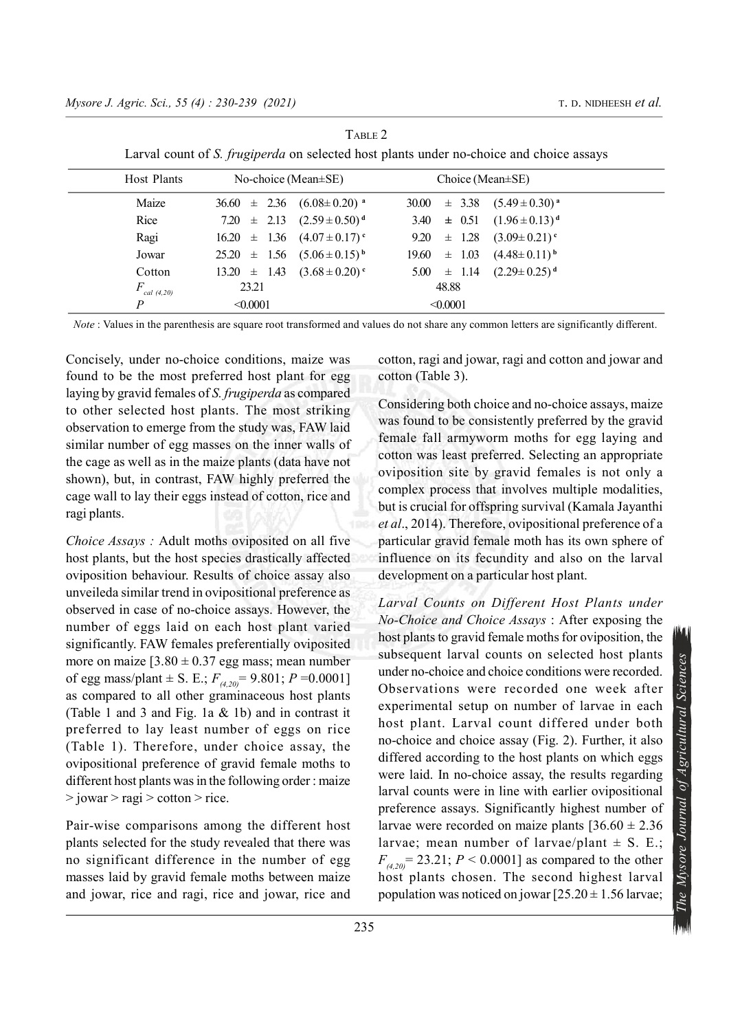TABLE 2

Larval count of *S. frugiperda* on selected host plants under no-choice and choice assays

| Host Plants | No-choice (Mean±SE) | Choice (Mean±SE) |
|---|---|---|
| Maize | 36.60 ± 2.36 (6.08± 0.20) [a] | 30.00 ± 3.38 (5.49 ± 0.30) [a] |
| Rice | 7.20 ± 2.13 (2.59 ± 0.50) [d] | 3.40 ± 0.51 (1.96 ± 0.13) [d] |
| Ragi | 16.20 ± 1.36 (4.07 ± 0.17) [c] | 9.20 ± 1.28 (3.09± 0.21) [c] |
| Jowar | 25.20 ± 1.56 (5.06 ± 0.15) [b] | 19.60 ± 1.03 (4.48± 0.11) [b] |
| Cotton | 13.20 ± 1.43 (3.68 ± 0.20) [c] | 5.00 ± 1.14 (2.29± 0.25) [d] |
| $F_{cal\ (4,20)}$ | 23.21 | 48.88 |
| $P$ | <0.0001 | <0.0001 |

*Note* : Values in the parenthesis are square root transformed and values do not share any common letters are significantly different.

Concisely, under no-choice conditions, maize was found to be the most preferred host plant for egg laying by gravid females of *S. frugiperda* as compared to other selected host plants. The most striking observation to emerge from the study was, FAW laid similar number of egg masses on the inner walls of the cage as well as in the maize plants (data have not shown), but, in contrast, FAW highly preferred the cage wall to lay their eggs instead of cotton, rice and ragi plants.

*Choice Assays :* Adult moths oviposited on all five host plants, but the host species drastically affected oviposition behaviour. Results of choice assay also unveileda similar trend in ovipositional preference as observed in case of no-choice assays. However, the number of eggs laid on each host plant varied significantly. FAW females preferentially oviposited more on maize [3.80 ± 0.37 egg mass; mean number of egg mass/plant ± S. E.; $F_{(4,20)}$= 9.801; $P$ =0.0001] as compared to all other graminaceous host plants (Table 1 and 3 and Fig. 1a & 1b) and in contrast it preferred to lay least number of eggs on rice (Table 1). Therefore, under choice assay, the ovipositional preference of gravid female moths to different host plants was in the following order : maize > jowar > ragi > cotton > rice.

Pair-wise comparisons among the different host plants selected for the study revealed that there was no significant difference in the number of egg masses laid by gravid female moths between maize and jowar, rice and ragi, rice and jowar, rice and cotton, ragi and jowar, ragi and cotton and jowar and cotton (Table 3).

Considering both choice and no-choice assays, maize was found to be consistently preferred by the gravid female fall armyworm moths for egg laying and cotton was least preferred. Selecting an appropriate oviposition site by gravid females is not only a complex process that involves multiple modalities, but is crucial for offspring survival (Kamala Jayanthi *et al*., 2014). Therefore, ovipositional preference of a particular gravid female moth has its own sphere of influence on its fecundity and also on the larval development on a particular host plant.

*Larval Counts on Different Host Plants under No-Choice and Choice Assays* : After exposing the host plants to gravid female moths for oviposition, the subsequent larval counts on selected host plants under no-choice and choice conditions were recorded. Observations were recorded one week after experimental setup on number of larvae in each host plant. Larval count differed under both no-choice and choice assay (Fig. 2). Further, it also differed according to the host plants on which eggs were laid. In no-choice assay, the results regarding larval counts were in line with earlier ovipositional preference assays. Significantly highest number of larvae were recorded on maize plants [36.60 ± 2.36 larvae; mean number of larvae/plant ± S. E.; $F_{(4,20)}$= 23.21; $P$ < 0.0001] as compared to the other host plants chosen. The second highest larval population was noticed on jowar [25.20 ± 1.56 larvae;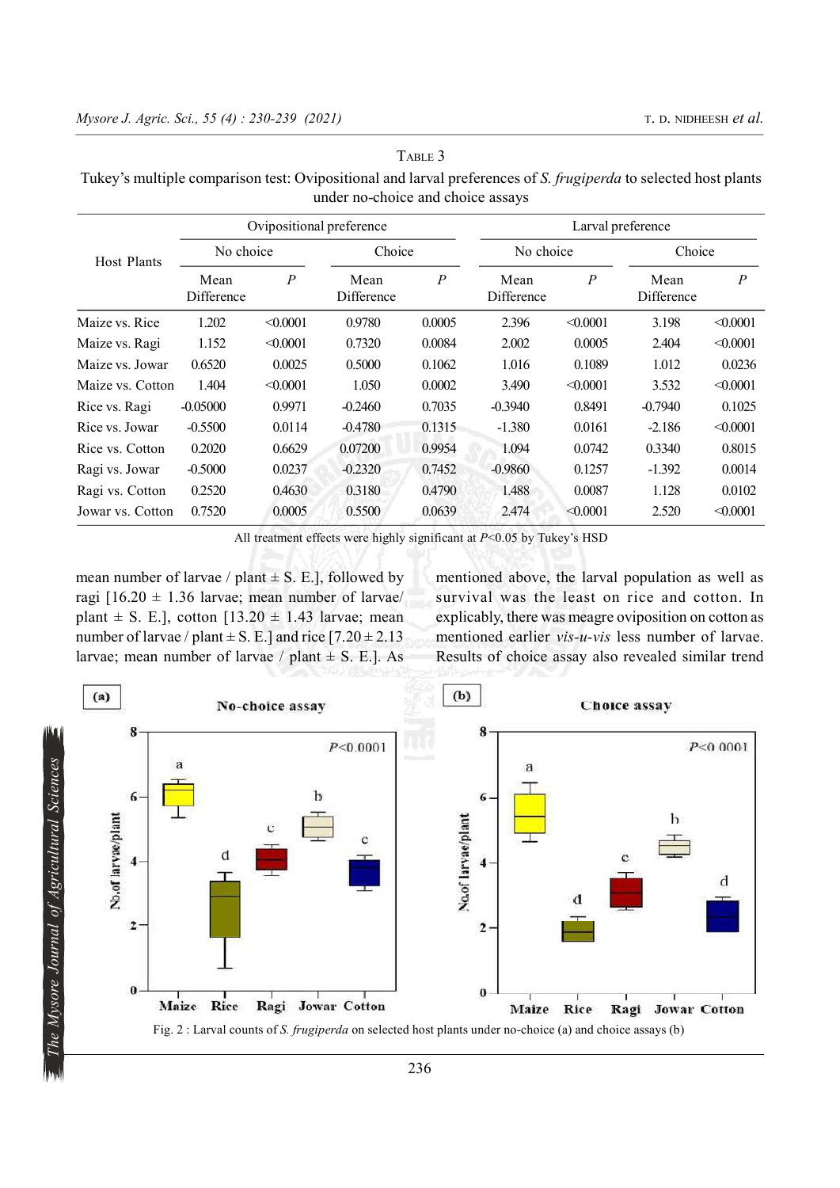TABLE 3

Tukey's multiple comparison test: Ovipositional and larval preferences of *S. frugiperda* to selected host plants under no-choice and choice assays

| Host Plants | Ovipositional preference | | | | Larval preference | | | |
|---|---|---|---|---|---|---|---|---|
| | No choice | | Choice | | No choice | | Choice | |
| | Mean Difference | *P* | Mean Difference | *P* | Mean Difference | *P* | Mean Difference | *P* |
| Maize vs. Rice | 1.202 | <0.0001 | 0.9780 | 0.0005 | 2.396 | <0.0001 | 3.198 | <0.0001 |
| Maize vs. Ragi | 1.152 | <0.0001 | 0.7320 | 0.0084 | 2.002 | 0.0005 | 2.404 | <0.0001 |
| Maize vs. Jowar | 0.6520 | 0.0025 | 0.5000 | 0.1062 | 1.016 | 0.1089 | 1.012 | 0.0236 |
| Maize vs. Cotton | 1.404 | <0.0001 | 1.050 | 0.0002 | 3.490 | <0.0001 | 3.532 | <0.0001 |
| Rice vs. Ragi | -0.05000 | 0.9971 | -0.2460 | 0.7035 | -0.3940 | 0.8491 | -0.7940 | 0.1025 |
| Rice vs. Jowar | -0.5500 | 0.0114 | -0.4780 | 0.1315 | -1.380 | 0.0161 | -2.186 | <0.0001 |
| Rice vs. Cotton | 0.2020 | 0.6629 | 0.07200 | 0.9954 | 1.094 | 0.0742 | 0.3340 | 0.8015 |
| Ragi vs. Jowar | -0.5000 | 0.0237 | -0.2320 | 0.7452 | -0.9860 | 0.1257 | -1.392 | 0.0014 |
| Ragi vs. Cotton | 0.2520 | 0.4630 | 0.3180 | 0.4790 | 1.488 | 0.0087 | 1.128 | 0.0102 |
| Jowar vs. Cotton | 0.7520 | 0.0005 | 0.5500 | 0.0639 | 2.474 | <0.0001 | 2.520 | <0.0001 |

All treatment effects were highly significant at $P<0.05$ by Tukey's HSD

mean number of larvae / plant ± S. E.], followed by ragi [16.20 ± 1.36 larvae; mean number of larvae/ plant ± S. E.], cotton [13.20 ± 1.43 larvae; mean number of larvae / plant ± S. E.] and rice [7.20 ± 2.13 larvae; mean number of larvae / plant ± S. E.]. As mentioned above, the larval population as well as survival was the least on rice and cotton. In explicably, there was meagre oviposition on cotton as mentioned earlier *vis-u-vis* less number of larvae. Results of choice assay also revealed similar trend

Fig. 2 : Larval counts of *S. frugiperda* on selected host plants under no-choice (a) and choice assays (b)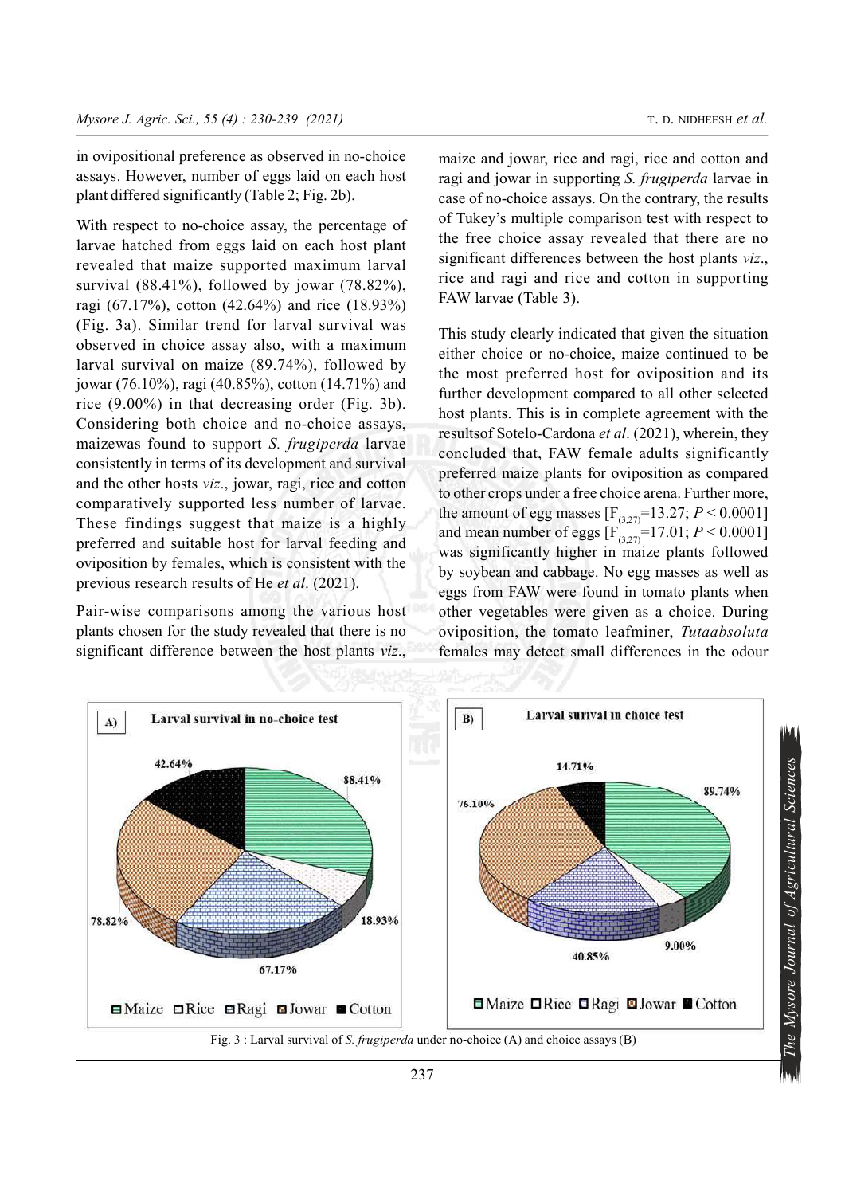in ovipositional preference as observed in no-choice assays. However, number of eggs laid on each host plant differed significantly (Table 2; Fig. 2b).

With respect to no-choice assay, the percentage of larvae hatched from eggs laid on each host plant revealed that maize supported maximum larval survival (88.41%), followed by jowar (78.82%), ragi (67.17%), cotton (42.64%) and rice (18.93%) (Fig. 3a). Similar trend for larval survival was observed in choice assay also, with a maximum larval survival on maize (89.74%), followed by jowar (76.10%), ragi (40.85%), cotton (14.71%) and rice (9.00%) in that decreasing order (Fig. 3b). Considering both choice and no-choice assays, maizewas found to support *S. frugiperda* larvae consistently in terms of its development and survival and the other hosts *viz*., jowar, ragi, rice and cotton comparatively supported less number of larvae. These findings suggest that maize is a highly preferred and suitable host for larval feeding and oviposition by females, which is consistent with the previous research results of He *et al*. (2021).

Pair-wise comparisons among the various host plants chosen for the study revealed that there is no significant difference between the host plants *viz*., maize and jowar, rice and ragi, rice and cotton and ragi and jowar in supporting *S. frugiperda* larvae in case of no-choice assays. On the contrary, the results of Tukey's multiple comparison test with respect to the free choice assay revealed that there are no significant differences between the host plants *viz*., rice and ragi and rice and cotton in supporting FAW larvae (Table 3).

This study clearly indicated that given the situation either choice or no-choice, maize continued to be the most preferred host for oviposition and its further development compared to all other selected host plants. This is in complete agreement with the resultsof Sotelo-Cardona *et al*. (2021), wherein, they concluded that, FAW female adults significantly preferred maize plants for oviposition as compared to other crops under a free choice arena. Further more, the amount of egg masses [$F_{(3,27)}$=13.27; $P < 0.0001$] and mean number of eggs [$F_{(3,27)}$=17.01; $P < 0.0001$] was significantly higher in maize plants followed by soybean and cabbage. No egg masses as well as eggs from FAW were found in tomato plants when other vegetables were given as a choice. During oviposition, the tomato leafminer, *Tutaabsoluta* females may detect small differences in the odour

Fig. 3 : Larval survival of *S. frugiperda* under no-choice (A) and choice assays (B)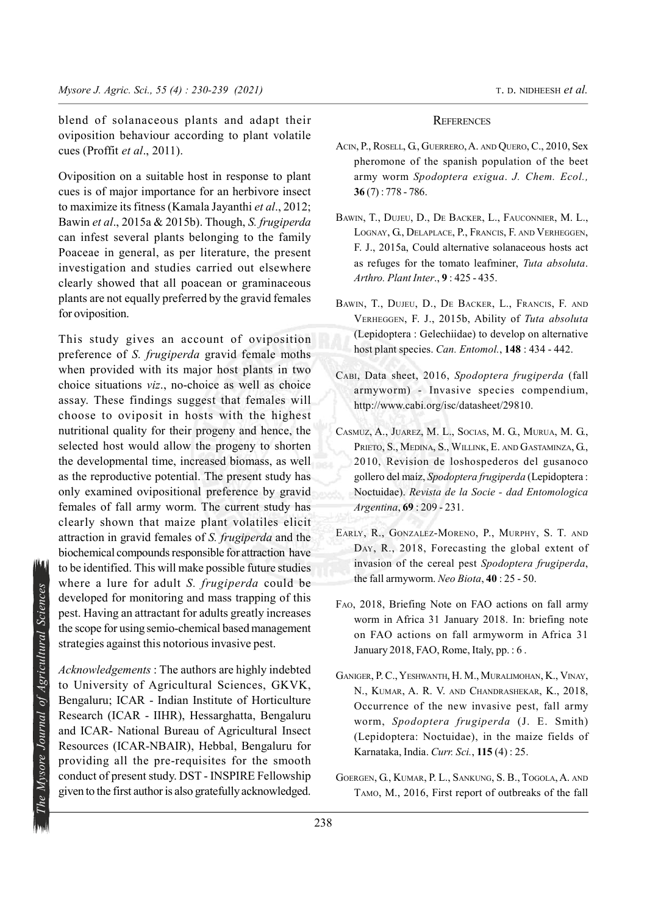blend of solanaceous plants and adapt their oviposition behaviour according to plant volatile cues (Proffit *et al*., 2011).

Oviposition on a suitable host in response to plant cues is of major importance for an herbivore insect to maximize its fitness (Kamala Jayanthi *et al*., 2012; Bawin *et al*., 2015a & 2015b). Though, *S. frugiperda* can infest several plants belonging to the family Poaceae in general, as per literature, the present investigation and studies carried out elsewhere clearly showed that all poacean or graminaceous plants are not equally preferred by the gravid females for oviposition.

This study gives an account of oviposition preference of *S. frugiperda* gravid female moths when provided with its major host plants in two choice situations *viz*., no-choice as well as choice assay. These findings suggest that females will choose to oviposit in hosts with the highest nutritional quality for their progeny and hence, the selected host would allow the progeny to shorten the developmental time, increased biomass, as well as the reproductive potential. The present study has only examined ovipositional preference by gravid females of fall army worm. The current study has clearly shown that maize plant volatiles elicit attraction in gravid females of *S. frugiperda* and the biochemical compounds responsible for attraction have to be identified. This will make possible future studies where a lure for adult *S. frugiperda* could be developed for monitoring and mass trapping of this pest. Having an attractant for adults greatly increases the scope for using semio-chemical based management strategies against this notorious invasive pest.

*Acknowledgements* : The authors are highly indebted to University of Agricultural Sciences, GKVK, Bengaluru; ICAR - Indian Institute of Horticulture Research (ICAR - IIHR), Hessarghatta, Bengaluru and ICAR- National Bureau of Agricultural Insect Resources (ICAR-NBAIR), Hebbal, Bengaluru for providing all the pre-requisites for the smooth conduct of present study. DST - INSPIRE Fellowship given to the first author is also gratefully acknowledged.

## References

Acin, P., Rosell, G., Guerrero, A. and Quero, C., 2010, Sex pheromone of the spanish population of the beet army worm *Spodoptera exigua*. *J. Chem. Ecol.,* **36** (7) : 778 - 786.

Bawin, T., Dujeu, D., De Backer, L., Fauconnier, M. L., Lognay, G., Delaplace, P., Francis, F. and Verheggen, F. J., 2015a, Could alternative solanaceous hosts act as refuges for the tomato leafminer, *Tuta absoluta*. *Arthro. Plant Inter*., **9** : 425 - 435.

Bawin, T., Dujeu, D., De Backer, L., Francis, F. and Verheggen, F. J., 2015b, Ability of *Tuta absoluta* (Lepidoptera : Gelechiidae) to develop on alternative host plant species. *Can. Entomol.*, **148** : 434 - 442.

Cabi, Data sheet, 2016, *Spodoptera frugiperda* (fall armyworm) - Invasive species compendium, http://www.cabi.org/isc/datasheet/29810.

Casmuz, A., Juarez, M. L., Socias, M. G., Murua, M. G., Prieto, S., Medina, S., Willink, E. and Gastaminza, G., 2010, Revision de loshospederos del gusanoco gollero del maiz, *Spodoptera frugiperda* (Lepidoptera : Noctuidae). *Revista de la Socie - dad Entomologica Argentina*, **69** : 209 - 231.

Early, R., Gonzalez-Moreno, P., Murphy, S. T. and Day, R., 2018, Forecasting the global extent of invasion of the cereal pest *Spodoptera frugiperda*, the fall armyworm. *Neo Biota*, **40** : 25 - 50.

Fao, 2018, Briefing Note on FAO actions on fall army worm in Africa 31 January 2018. In: briefing note on FAO actions on fall armyworm in Africa 31 January 2018, FAO, Rome, Italy, pp. : 6 .

Ganiger, P. C., Yeshwanth, H. M., Muralimohan, K., Vinay, N., Kumar, A. R. V. and Chandrashekar, K., 2018, Occurrence of the new invasive pest, fall army worm, *Spodoptera frugiperda* (J. E. Smith) (Lepidoptera: Noctuidae), in the maize fields of Karnataka, India. *Curr. Sci.*, **115** (4) : 25.

Goergen, G., Kumar, P. L., Sankung, S. B., Togola, A. and Tamo, M., 2016, First report of outbreaks of the fall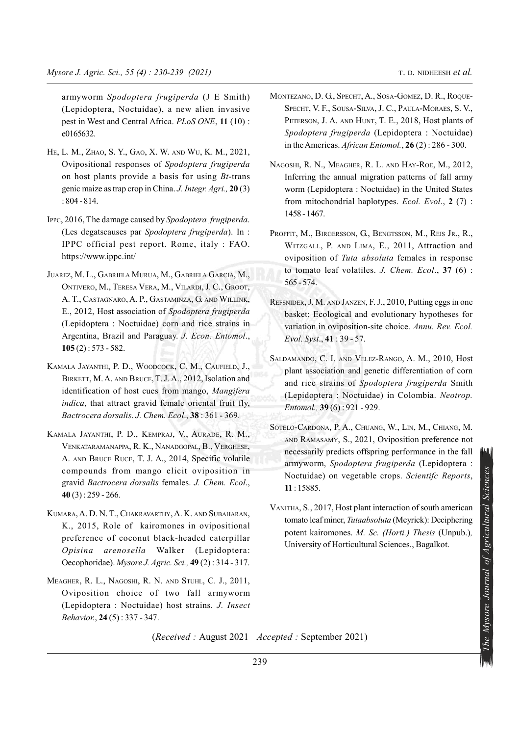armyworm *Spodoptera frugiperda* (J E Smith) (Lepidoptera, Noctuidae), a new alien invasive pest in West and Central Africa. *PLoS ONE*, **11** (10) : e0165632.

He, L. M., Zhao, S. Y., Gao, X. W. and Wu, K. M., 2021, Ovipositional responses of *Spodoptera frugiperda* on host plants provide a basis for using *Bt*-trans genic maize as trap crop in China. *J. Integr. Agri.,* **20** (3) : 804 - 814.

Ippc, 2016, The damage caused by *Spodoptera frugiperda*. (Les degatscauses par *Spodoptera frugiperda*). In : IPPC official pest report. Rome, italy : FAO. https://www.ippc.int/

Juarez, M. L., Gabriela Murua, M., Gabriela Garcia, M., Ontivero, M., Teresa Vera, M., Vilardi, J. C., Groot, A. T., Castagnaro, A. P., Gastaminza, G. and Willink, E., 2012, Host association of *Spodoptera frugiperda* (Lepidoptera : Noctuidae) corn and rice strains in Argentina, Brazil and Paraguay. *J. Econ. Entomol*., **105** (2) : 573 - 582.

Kamala Jayanthi, P. D., Woodcock, C. M., Caufield, J., Birkett, M. A. and Bruce, T. J. A., 2012, Isolation and identification of host cues from mango, *Mangifera indica*, that attract gravid female oriental fruit fly, *Bactrocera dorsalis*. *J. Chem. Ecol*., **38** : 361 - 369.

Kamala Jayanthi, P. D., Kempraj, V., Aurade, R. M., Venkataramanappa, R. K., Nanadgopal, B., Verghese, A. and Bruce Ruce, T. J. A., 2014, Specific volatile compounds from mango elicit oviposition in gravid *Bactrocera dorsalis* females. *J. Chem. Ecol*., **40** (3) : 259 - 266.

Kumara, A. D. N. T., Chakravarthy, A. K. and Subaharan, K., 2015, Role of kairomones in ovipositional preference of coconut black-headed caterpillar *Opisina arenosella* Walker (Lepidoptera: Oecophoridae). *Mysore J. Agric. Sci.,* **49** (2) : 314 - 317.

Meagher, R. L., Nagoshi, R. N. and Stuhl, C. J., 2011, Oviposition choice of two fall armyworm (Lepidoptera : Noctuidae) host strains. *J. Insect Behavior.*, **24** (5) : 337 - 347.

Montezano, D. G., Specht, A., Sosa-Gomez, D. R., Roque-Specht, V. F., Sousa-Silva, J. C., Paula-Moraes, S. V., Peterson, J. A. and Hunt, T. E., 2018, Host plants of *Spodoptera frugiperda* (Lepidoptera : Noctuidae) in the Americas. *African Entomol.*, **26** (2) : 286 - 300.

Nagoshi, R. N., Meagher, R. L. and Hay-Roe, M., 2012, Inferring the annual migration patterns of fall army worm (Lepidoptera : Noctuidae) in the United States from mitochondrial haplotypes. *Ecol. Evol*., **2** (7) : 1458 - 1467.

Proffit, M., Birgersson, G., Bengtsson, M., Reis Jr., R., Witzgall, P. and Lima, E., 2011, Attraction and oviposition of *Tuta absoluta* females in response to tomato leaf volatiles. *J. Chem. Ecol*., **37** (6) : 565 - 574.

Refsnider, J. M. and Janzen, F. J., 2010, Putting eggs in one basket: Ecological and evolutionary hypotheses for variation in oviposition-site choice. *Annu. Rev. Ecol. Evol. Syst*., **41** : 39 - 57.

Saldamando, C. I. and Velez-Rango, A. M., 2010, Host plant association and genetic differentiation of corn and rice strains of *Spodoptera frugiperda* Smith (Lepidoptera : Noctuidae) in Colombia. *Neotrop. Entomol.,* **39** (6) : 921 - 929.

Sotelo-Cardona, P. A., Chuang, W., Lin, M., Chiang, M. and Ramasamy, S., 2021, Oviposition preference not necessarily predicts offspring performance in the fall armyworm, *Spodoptera frugiperda* (Lepidoptera : Noctuidae) on vegetable crops. *Scientifc Reports*, **11** : 15885.

Vanitha, S., 2017, Host plant interaction of south american tomato leaf miner, *Tutaabsoluta* (Meyrick): Deciphering potent kairomones. *M. Sc. (Horti.) Thesis* (Unpub.)*,* University of Horticultural Sciences., Bagalkot.

(*Received :* August 2021 *Accepted :* September 2021)